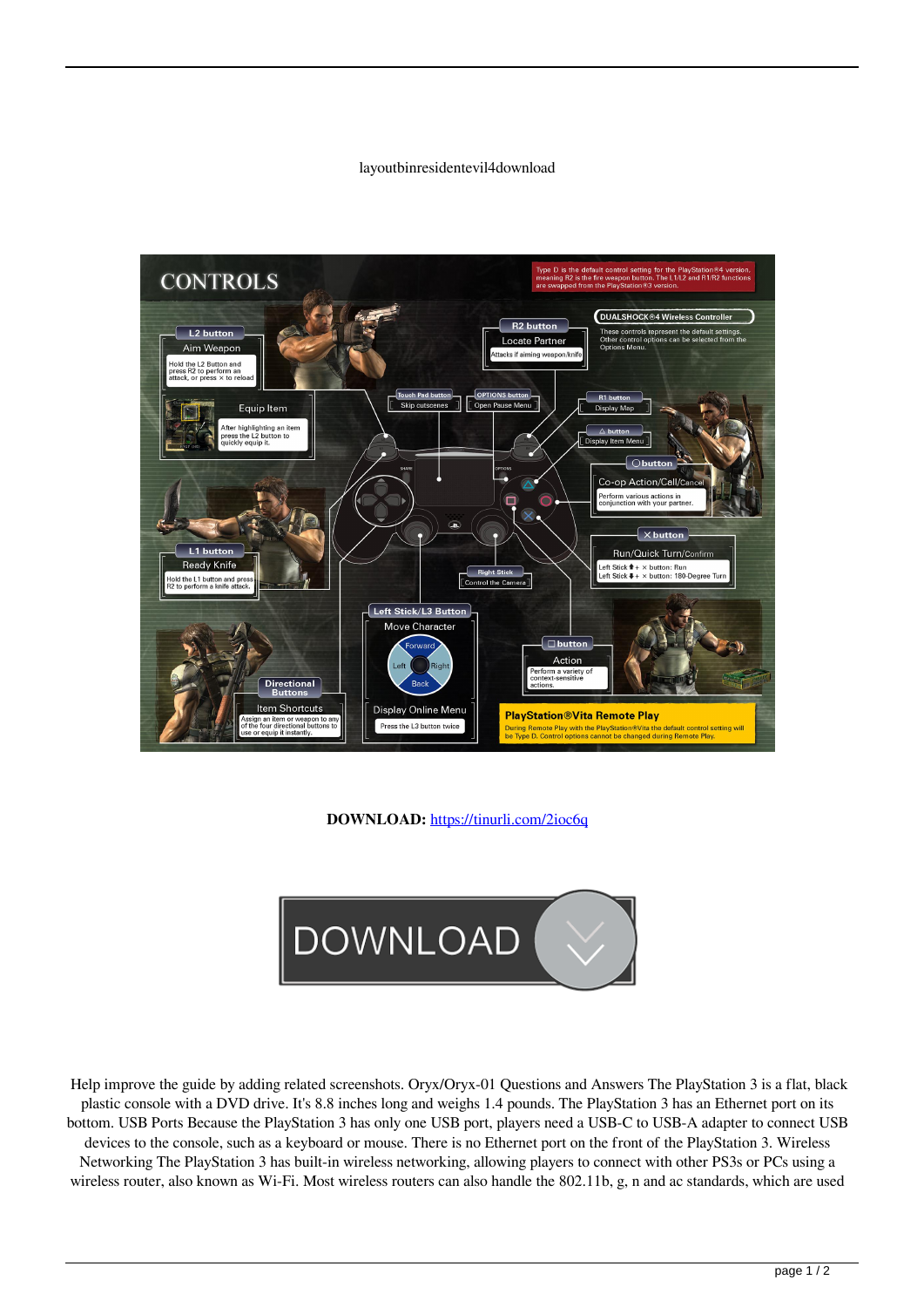layoutbinresidentevil4download

DOWNLOAD: https://tinurli.com/2ioc6q

Help improve the guide by adding related screenshots. Oryx/Oryx-01 Questions and Answers The PlayStation 3 is a flat, black plastic console with a DVD drive. It's 8.8 inches long and weighs 1.4 pounds. The PlayStation 3 has an Ethernet port on its bottom. USB Ports Because the PlayStation 3 has only one USB port, players need a USB-C to USB-A adapter to connect USB devices to the console, such as a keyboard or mouse. There is no Ethernet port on the front of the PlayStation 3. Wireless Networking The PlayStation 3 has built-in wireless networking, allowing players to connect with other PS3s or PCs using a wireless router, also known as Wi-Fi. Most wireless routers can also handle the 802.11b, g, n and ac standards, which are used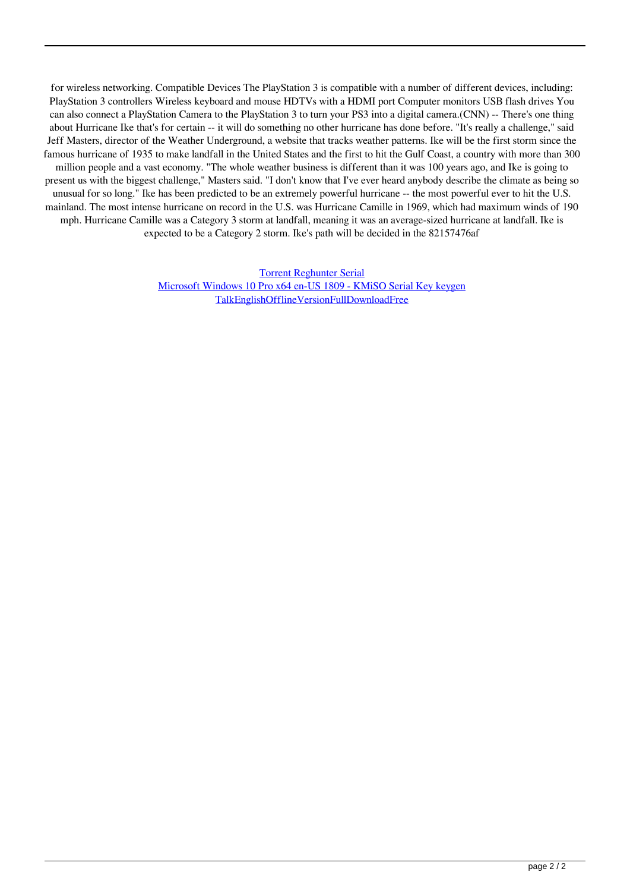for wireless networking. Compatible Devices The PlayStation 3 is compatible with a number of different devices, including: PlayStation 3 controllers Wireless keyboard and mouse HDTVs with a HDMI port Computer monitors USB flash drives You can also connect a PlayStation Camera to the PlayStation 3 to turn your PS3 into a digital camera.(CNN) -- There's one thing about Hurricane Ike that's for certain -- it will do something no other hurricane has done before. "It's really a challenge," said Jeff Masters, director of the Weather Underground, a website that tracks weather patterns. Ike will be the first storm since the famous hurricane of 1935 to make landfall in the United States and the first to hit the Gulf Coast, a country with more than 300 million people and a vast economy. "The whole weather business is different than it was 100 years ago, and Ike is going to present us with the biggest challenge," Masters said. "I don't know that I've ever heard anybody describe the climate as being so unusual for so long." Ike has been predicted to be an extremely powerful hurricane -- the most powerful ever to hit the U.S. mainland. The most intense hurricane on record in the U.S. was Hurricane Camille in 1969, which had maximum winds of 190 mph. Hurricane Camille was a Category 3 storm at landfall, meaning it was an average-sized hurricane at landfall. Ike is expected to be a Category 2 storm. Ike's path will be decided in the 82157476af

Torrent Reghunter Serial
Microsoft Windows 10 Pro x64 en-US 1809 - KMiSO Serial Key keygen
TalkEnglishOfflineVersionFullDownloadFree